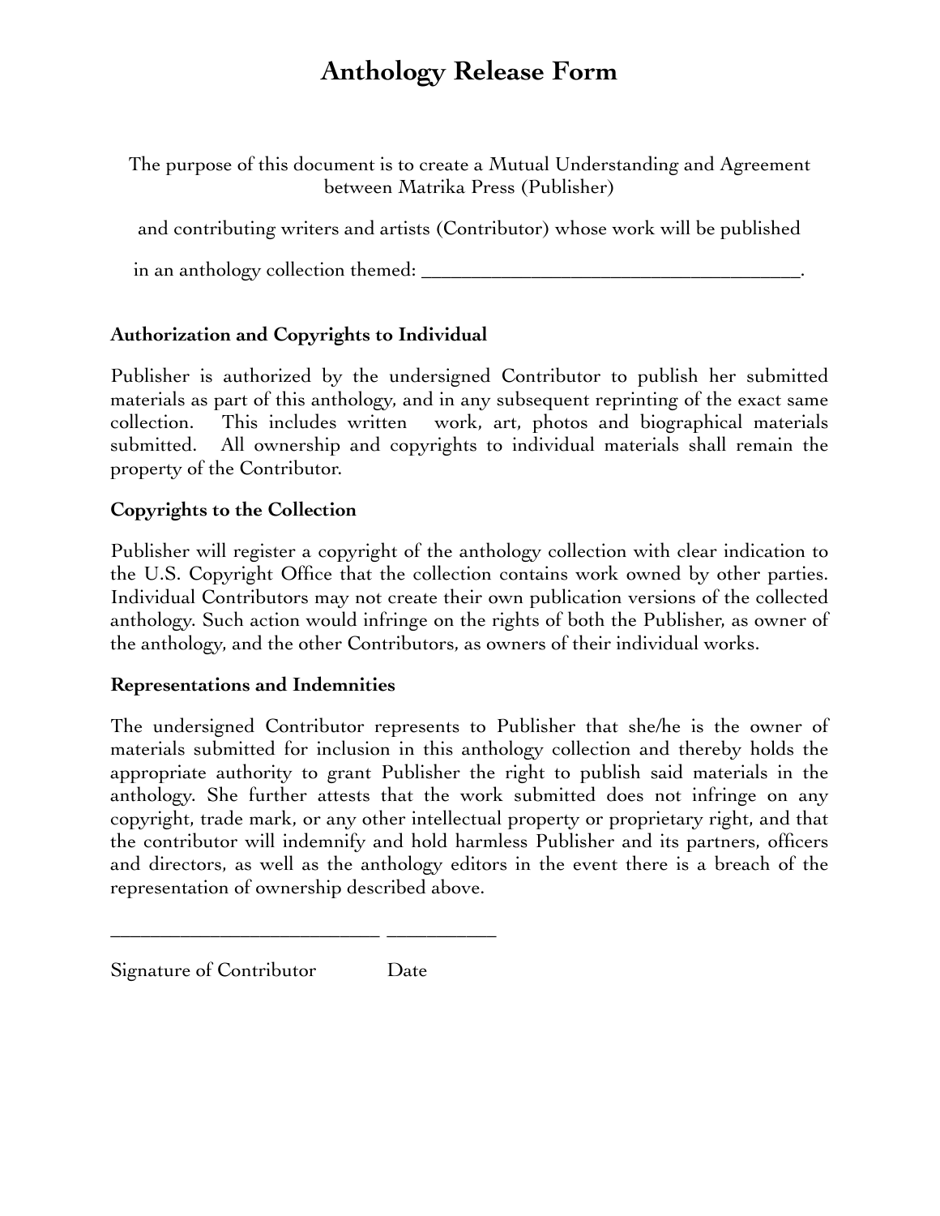# Anthology Release Form

The purpose of this document is to create a Mutual Understanding and Agreement between Matrika Press (Publisher)

and contributing writers and artists (Contributor) whose work will be published

in an anthology collection themed: ______________________________________.

**Authorization and Copyrights to Individual**

Publisher is authorized by the undersigned Contributor to publish her submitted materials as part of this anthology, and in any subsequent reprinting of the exact same collection. This includes written work, art, photos and biographical materials submitted. All ownership and copyrights to individual materials shall remain the property of the Contributor.

**Copyrights to the Collection**

Publisher will register a copyright of the anthology collection with clear indication to the U.S. Copyright Office that the collection contains work owned by other parties. Individual Contributors may not create their own publication versions of the collected anthology. Such action would infringe on the rights of both the Publisher, as owner of the anthology, and the other Contributors, as owners of their individual works.

**Representations and Indemnities**

The undersigned Contributor represents to Publisher that she/he is the owner of materials submitted for inclusion in this anthology collection and thereby holds the appropriate authority to grant Publisher the right to publish said materials in the anthology. She further attests that the work submitted does not infringe on any copyright, trade mark, or any other intellectual property or proprietary right, and that the contributor will indemnify and hold harmless Publisher and its partners, officers and directors, as well as the anthology editors in the event there is a breach of the representation of ownership described above.

___________________________ ___________

Signature of Contributor Date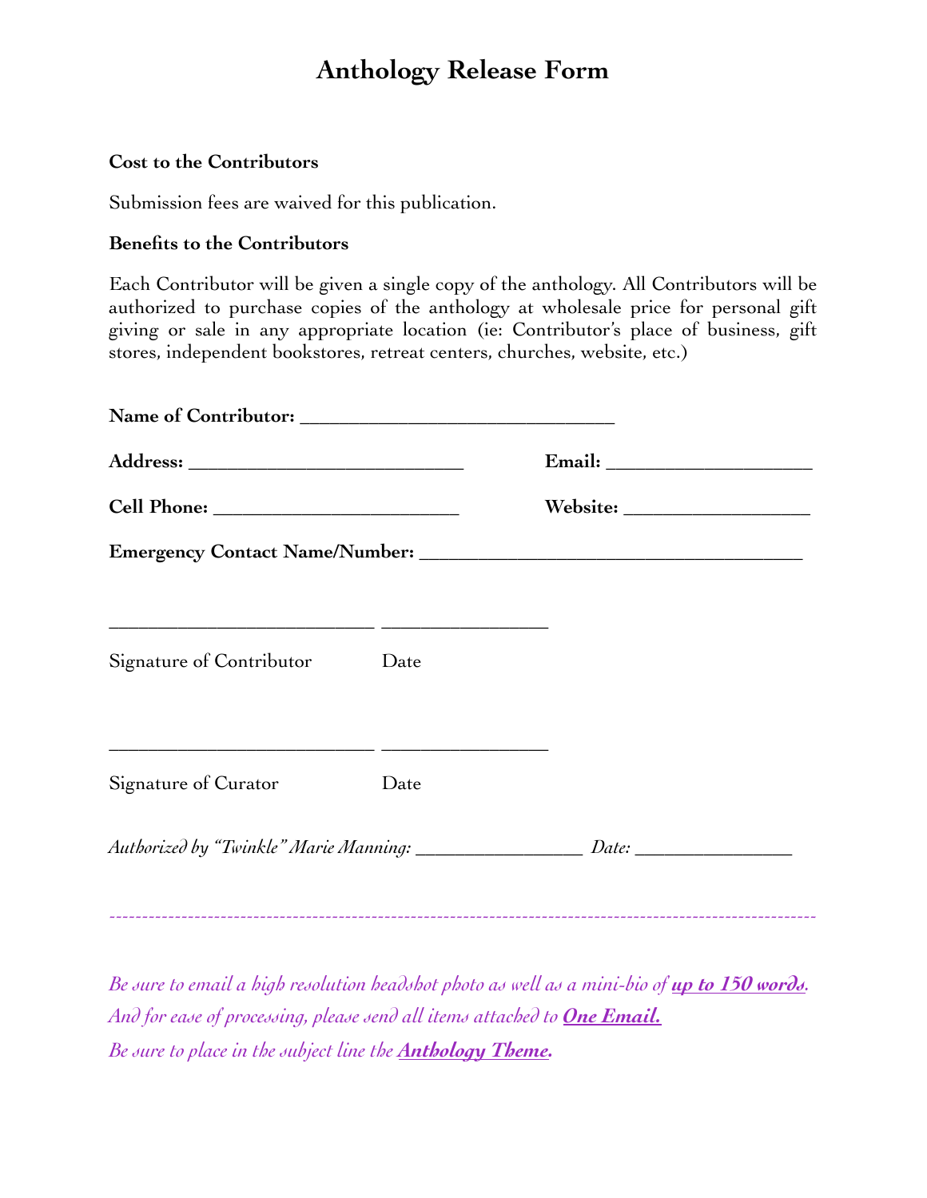# Anthology Release Form

**Cost to the Contributors**

Submission fees are waived for this publication.

**Benefits to the Contributors**

Each Contributor will be given a single copy of the anthology. All Contributors will be authorized to purchase copies of the anthology at wholesale price for personal gift giving or sale in any appropriate location (ie: Contributor's place of business, gift stores, independent bookstores, retreat centers, churches, website, etc.)

**Name of Contributor:** ________________________________

**Address:** ____________________________ **Email:** ____________________

**Cell Phone:** _________________________ **Website:** __________________

**Emergency Contact Name/Number:** _______________________________________

___________________________ _________________

Signature of Contributor Date

___________________________ _________________

Signature of Curator Date

*Authorized by "Twinkle" Marie Manning:* _________________ *Date:* ________________

---

*Be sure to email a high resolution headshot photo as well as a mini-bio of* ***up to 150 words****.*
*And for ease of processing, please send all items attached to* ***One Email.***
*Be sure to place in the subject line the* ***Anthology Theme.***